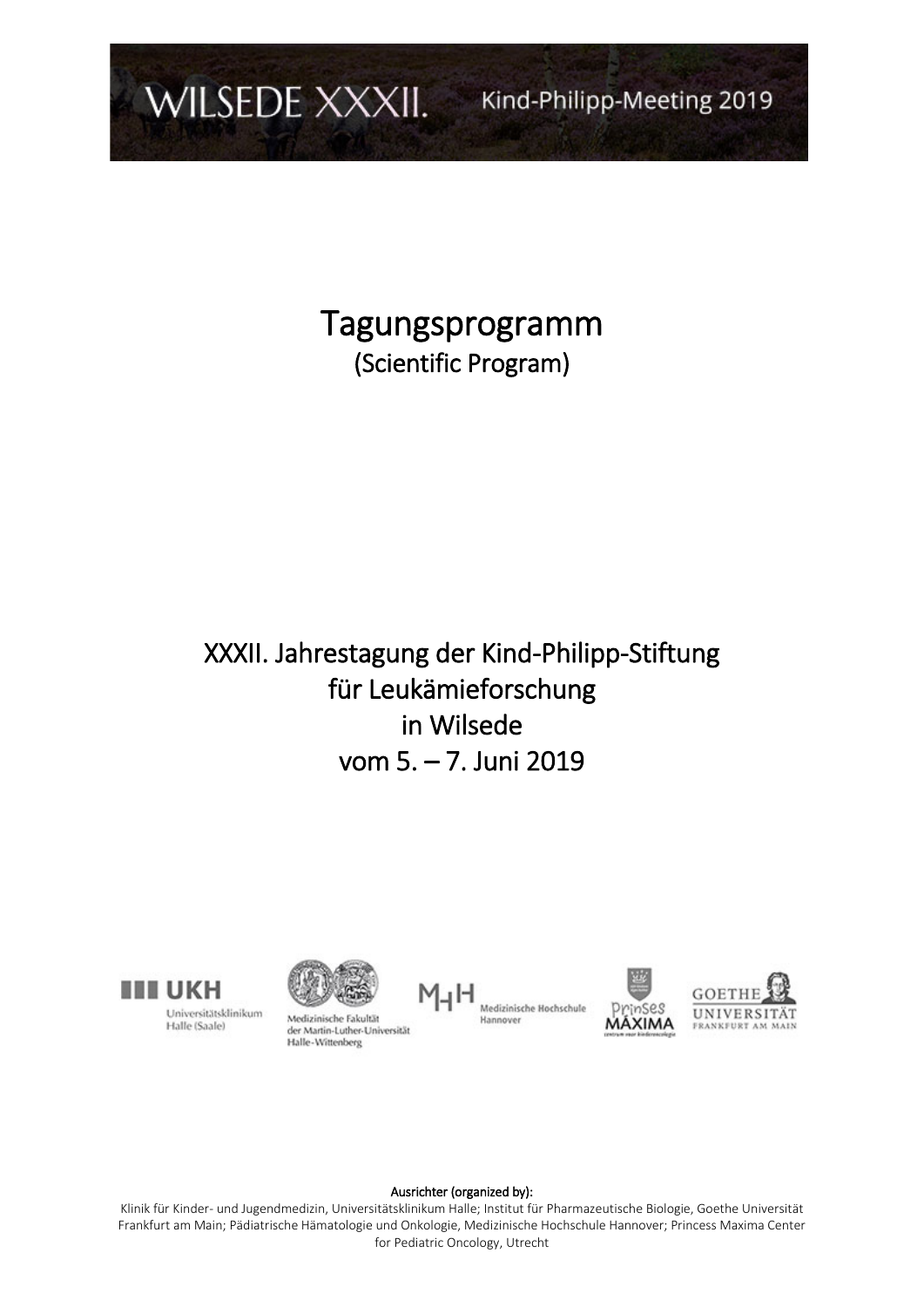WILSEDE XXXII. Kind-Philipp-Meeting 2019

# Tagungsprogramm

(Scientific Program)

## XXXII. Jahrestagung der Kind-Philipp-Stiftung für Leukämieforschung in Wilsede vom 5. – 7. Juni 2019

UKH Universitätsklinikum Halle (Saale)

Medizinische Fakultät der Martin-Luther-Universität Halle-Wittenberg

MHH Medizinische Hochschule Hannover

Prinses Máxima centrum voor kinderoncologie

Goethe Universität Frankfurt am Main

**Ausrichter (organized by):**

Klinik für Kinder- und Jugendmedizin, Universitätsklinikum Halle; Institut für Pharmazeutische Biologie, Goethe Universität Frankfurt am Main; Pädiatrische Hämatologie und Onkologie, Medizinische Hochschule Hannover; Princess Maxima Center for Pediatric Oncology, Utrecht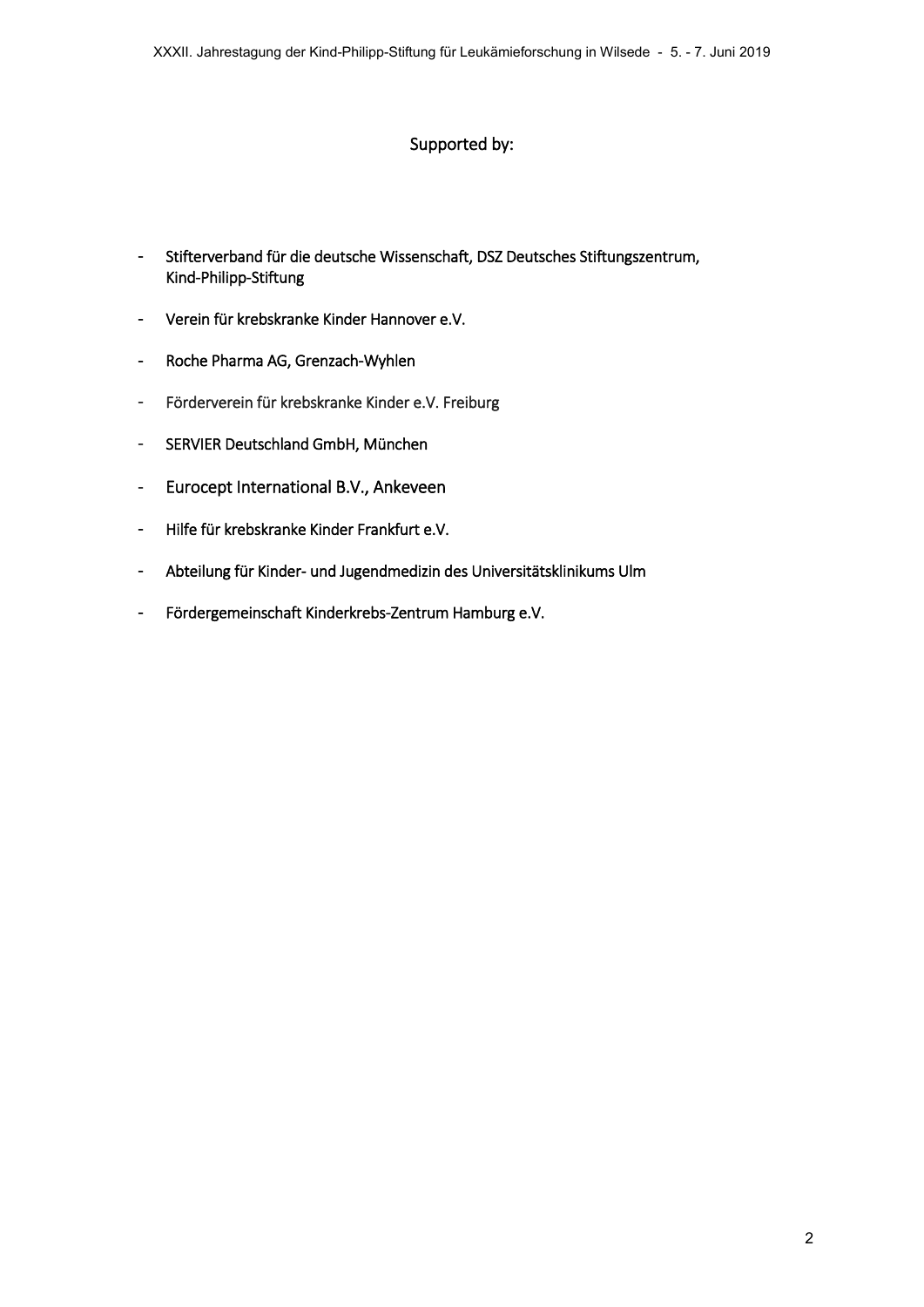## Supported by:

- Stifterverband für die deutsche Wissenschaft, DSZ Deutsches Stiftungszentrum, Kind-Philipp-Stiftung
- Verein für krebskranke Kinder Hannover e.V.
- Roche Pharma AG, Grenzach-Wyhlen
- Förderverein für krebskranke Kinder e.V. Freiburg
- SERVIER Deutschland GmbH, München
- Eurocept International B.V., Ankeveen
- Hilfe für krebskranke Kinder Frankfurt e.V.
- Abteilung für Kinder- und Jugendmedizin des Universitätsklinikums Ulm
- Fördergemeinschaft Kinderkrebs-Zentrum Hamburg e.V.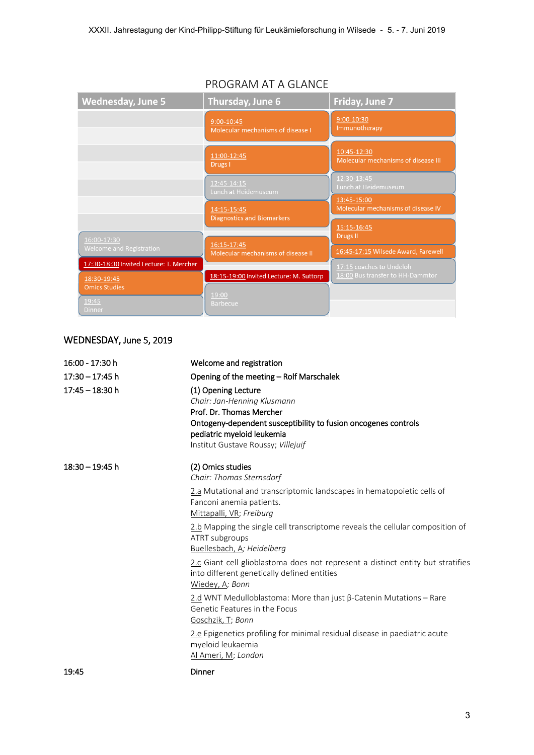## PROGRAM AT A GLANCE

| Wednesday, June 5 | Thursday, June 6 | Friday, June 7 |
|---|---|---|
| | 9:00-10:45 Molecular mechanisms of disease I | 9:00-10:30 Immunotherapy |
| | 11:00-12:45 Drugs I | 10:45-12:30 Molecular mechanisms of disease III |
| | 12:45-14:15 Lunch at Heidemuseum | 12:30-13:45 Lunch at Heidemuseum |
| | 14:15-15:45 Diagnostics and Biomarkers | 13:45-15:00 Molecular mechanisms of disease IV |
| | | 15:15-16:45 Drugs II |
| 16:00-17:30 Welcome and Registration | 16:15-17:45 Molecular mechanisms of disease II | 16:45-17:15 Wilsede Award, Farewell |
| 17:30-18:30 Invited Lecture: T. Mercher | | 17:15 coaches to Undeloh; 18:00 Bus transfer to HH-Dammtor |
| 18:30-19:45 Omics Studies | 18:15-19:00 Invited Lecture: M. Suttorp | |
| 19:45 Dinner | 19:00 Barbecue | |

## WEDNESDAY, June 5, 2019

| | |
|---|---|
| 16:00 - 17:30 h | Welcome and registration |
| 17:30 – 17:45 h | Opening of the meeting – Rolf Marschalek |
| 17:45 – 18:30 h | (1) Opening Lecture |

*Chair: Jan-Henning Klusmann*

**Prof. Dr. Thomas Mercher**

**Ontogeny-dependent susceptibility to fusion oncogenes controls pediatric myeloid leukemia**

Institut Gustave Roussy; *Villejuif*

**18:30 – 19:45 h — (2) Omics studies**

*Chair: Thomas Sternsdorf*

2.a Mutational and transcriptomic landscapes in hematopoietic cells of Fanconi anemia patients.
Mittapalli, VR; *Freiburg*

2.b Mapping the single cell transcriptome reveals the cellular composition of ATRT subgroups
Buellesbach, A; *Heidelberg*

2.c Giant cell glioblastoma does not represent a distinct entity but stratifies into different genetically defined entities
Wiedey, A; *Bonn*

2.d WNT Medulloblastoma: More than just β-Catenin Mutations – Rare Genetic Features in the Focus
Goschzik, T; *Bonn*

2.e Epigenetics profiling for minimal residual disease in paediatric acute myeloid leukaemia
Al Ameri, M; *London*

**19:45 — Dinner**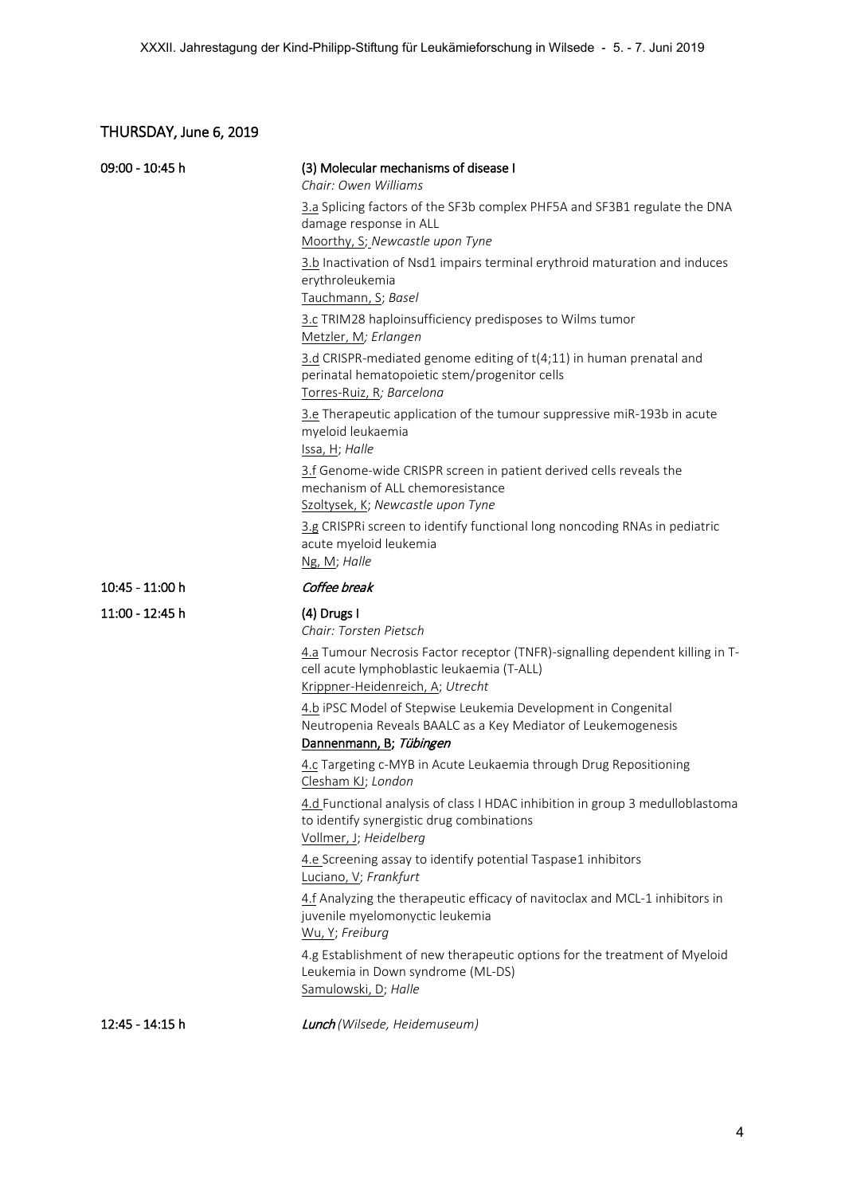## THURSDAY, June 6, 2019

**09:00 - 10:45 h**

**(3) Molecular mechanisms of disease I**
*Chair: Owen Williams*

3.a Splicing factors of the SF3b complex PHF5A and SF3B1 regulate the DNA damage response in ALL
Moorthy, S; *Newcastle upon Tyne*

3.b Inactivation of Nsd1 impairs terminal erythroid maturation and induces erythroleukemia
Tauchmann, S; *Basel*

3.c TRIM28 haploinsufficiency predisposes to Wilms tumor
Metzler, M; *Erlangen*

3.d CRISPR-mediated genome editing of t(4;11) in human prenatal and perinatal hematopoietic stem/progenitor cells
Torres-Ruiz, R; *Barcelona*

3.e Therapeutic application of the tumour suppressive miR-193b in acute myeloid leukaemia
Issa, H; *Halle*

3.f Genome-wide CRISPR screen in patient derived cells reveals the mechanism of ALL chemoresistance
Szoltysek, K; *Newcastle upon Tyne*

3.g CRISPRi screen to identify functional long noncoding RNAs in pediatric acute myeloid leukemia
Ng, M; *Halle*

**10:45 - 11:00 h**

***Coffee break***

**11:00 - 12:45 h**

**(4) Drugs I**
*Chair: Torsten Pietsch*

4.a Tumour Necrosis Factor receptor (TNFR)-signalling dependent killing in T-cell acute lymphoblastic leukaemia (T-ALL)
Krippner-Heidenreich, A; *Utrecht*

4.b iPSC Model of Stepwise Leukemia Development in Congenital Neutropenia Reveals BAALC as a Key Mediator of Leukemogenesis
**Dannenmann, B; *Tübingen***

4.c Targeting c-MYB in Acute Leukaemia through Drug Repositioning
Clesham KJ; *London*

4.d Functional analysis of class I HDAC inhibition in group 3 medulloblastoma to identify synergistic drug combinations
Vollmer, J; *Heidelberg*

4.e Screening assay to identify potential Taspase1 inhibitors
Luciano, V; *Frankfurt*

4.f Analyzing the therapeutic efficacy of navitoclax and MCL-1 inhibitors in juvenile myelomonyctic leukemia
Wu, Y; *Freiburg*

4.g Establishment of new therapeutic options for the treatment of Myeloid Leukemia in Down syndrome (ML-DS)
Samulowski, D; *Halle*

**12:45 - 14:15 h**

***Lunch*** *(Wilsede, Heidemuseum)*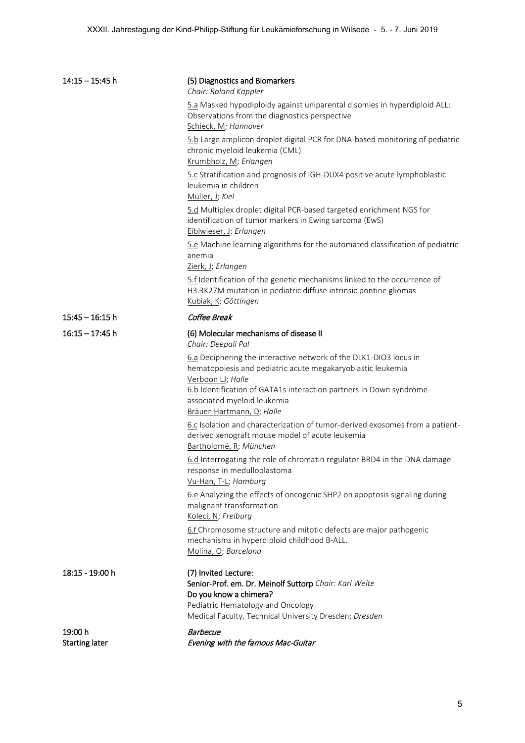**14:15 – 15:45 h** — **(5) Diagnostics and Biomarkers**
*Chair: Roland Kappler*

5.a Masked hypodiploidy against uniparental disomies in hyperdiploid ALL: Observations from the diagnostics perspective
Schieck, M; *Hannover*

5.b Large amplicon droplet digital PCR for DNA-based monitoring of pediatric chronic myeloid leukemia (CML)
Krumbholz, M; *Erlangen*

5.c Stratification and prognosis of IGH-DUX4 positive acute lymphoblastic leukemia in children
Müller, J; *Kiel*

5.d Multiplex droplet digital PCR-based targeted enrichment NGS for identification of tumor markers in Ewing sarcoma (EwS)
Eiblwieser, J; *Erlangen*

5.e Machine learning algorithms for the automated classification of pediatric anemia
Zierk, J; *Erlangen*

5.f Identification of the genetic mechanisms linked to the occurrence of H3.3K27M mutation in pediatric diffuse intrinsic pontine gliomas
Kubiak, K; *Göttingen*

**15:45 – 16:15 h** — ***Coffee Break***

**16:15 – 17:45 h** — **(6) Molecular mechanisms of disease II**
*Chair: Deepali Pal*

6.a Deciphering the interactive network of the DLK1-DIO3 locus in hematopoiesis and pediatric acute megakaryoblastic leukemia
Verboon LJ; *Halle*

6.b Identification of GATA1s interaction partners in Down syndrome-associated myeloid leukemia
Bräuer-Hartmann, D; *Halle*

6.c Isolation and characterization of tumor-derived exosomes from a patient-derived xenograft mouse model of acute leukemia
Bartholomé, R; *München*

6.d Interrogating the role of chromatin regulator BRD4 in the DNA damage response in medulloblastoma
Vu-Han, T-L; *Hamburg*

6.e Analyzing the effects of oncogenic SHP2 on apoptosis signaling during malignant transformation
Koleci, N; *Freiburg*

6.f Chromosome structure and mitotic defects are major pathogenic mechanisms in hyperdiploid childhood B-ALL.
Molina, O; *Barcelona*

**18:15 - 19:00 h** — **(7) Invited Lecture:**
**Senior-Prof. em. Dr. Meinolf Suttorp** *Chair: Karl Welte*
**Do you know a chimera?**
Pediatric Hematology and Oncology
Medical Faculty, Technical University Dresden; *Dresden*

**19:00 h** — ***Barbecue***

**Starting later** — ***Evening with the famous Mac-Guitar***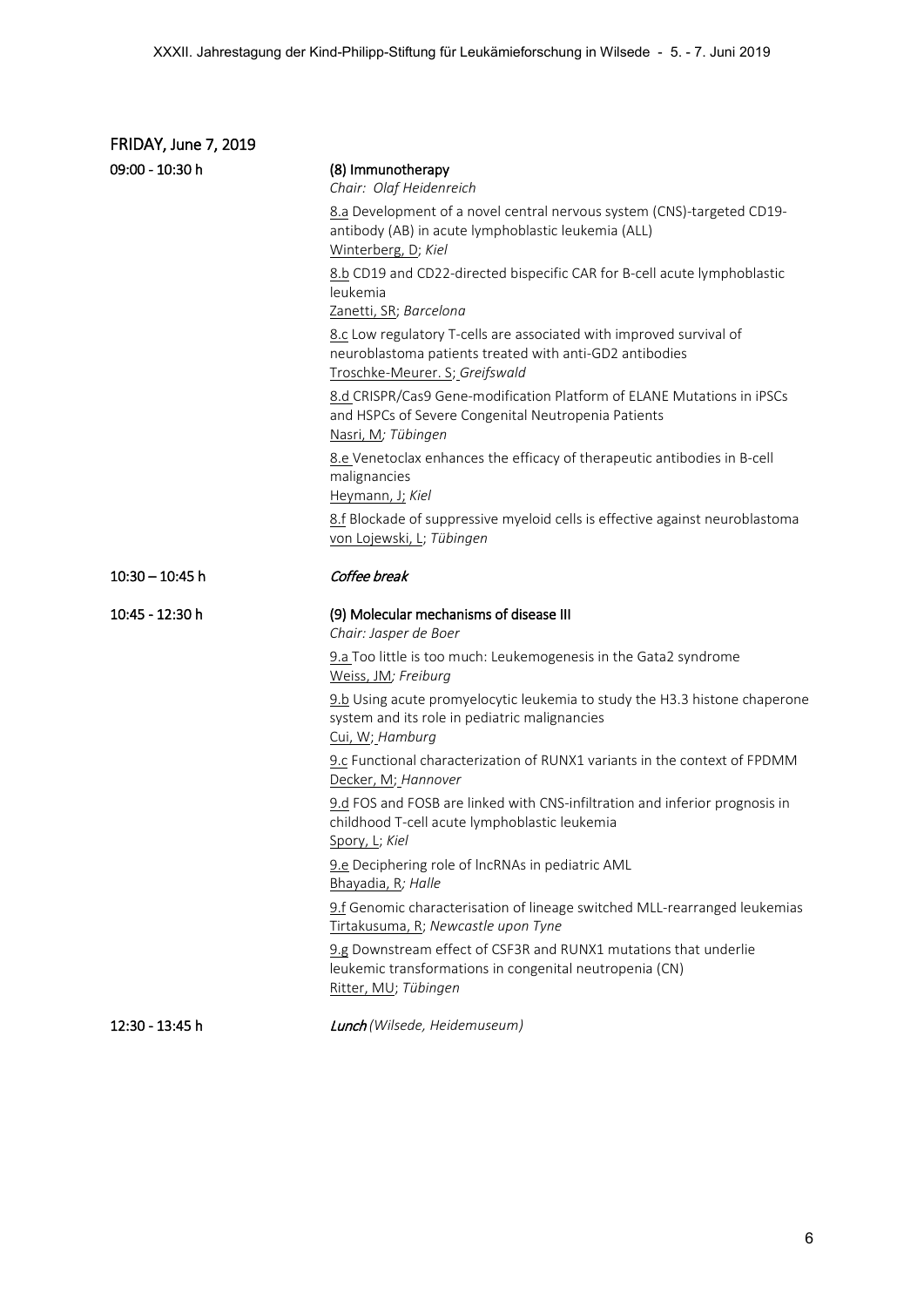## FRIDAY, June 7, 2019

**09:00 - 10:30 h**

**(8) Immunotherapy**
*Chair: Olaf Heidenreich*

8.a Development of a novel central nervous system (CNS)-targeted CD19-antibody (AB) in acute lymphoblastic leukemia (ALL)
Winterberg, D; *Kiel*

8.b CD19 and CD22-directed bispecific CAR for B-cell acute lymphoblastic leukemia
Zanetti, SR; *Barcelona*

8.c Low regulatory T-cells are associated with improved survival of neuroblastoma patients treated with anti-GD2 antibodies
Troschke-Meurer. S; *Greifswald*

8.d CRISPR/Cas9 Gene-modification Platform of ELANE Mutations in iPSCs and HSPCs of Severe Congenital Neutropenia Patients
Nasri, M; *Tübingen*

8.e Venetoclax enhances the efficacy of therapeutic antibodies in B-cell malignancies
Heymann, J; *Kiel*

8.f Blockade of suppressive myeloid cells is effective against neuroblastoma
von Lojewski, L; *Tübingen*

**10:30 – 10:45 h**

***Coffee break***

**10:45 - 12:30 h**

**(9) Molecular mechanisms of disease III**
*Chair: Jasper de Boer*

9.a Too little is too much: Leukemogenesis in the Gata2 syndrome
Weiss, JM; *Freiburg*

9.b Using acute promyelocytic leukemia to study the H3.3 histone chaperone system and its role in pediatric malignancies
Cui, W; *Hamburg*

9.c Functional characterization of RUNX1 variants in the context of FPDMM
Decker, M; *Hannover*

9.d FOS and FOSB are linked with CNS-infiltration and inferior prognosis in childhood T-cell acute lymphoblastic leukemia
Spory, L; *Kiel*

9.e Deciphering role of lncRNAs in pediatric AML
Bhayadia, R; *Halle*

9.f Genomic characterisation of lineage switched MLL-rearranged leukemias
Tirtakusuma, R; *Newcastle upon Tyne*

9.g Downstream effect of CSF3R and RUNX1 mutations that underlie leukemic transformations in congenital neutropenia (CN)
Ritter, MU; *Tübingen*

**12:30 - 13:45 h**

***Lunch*** *(Wilsede, Heidemuseum)*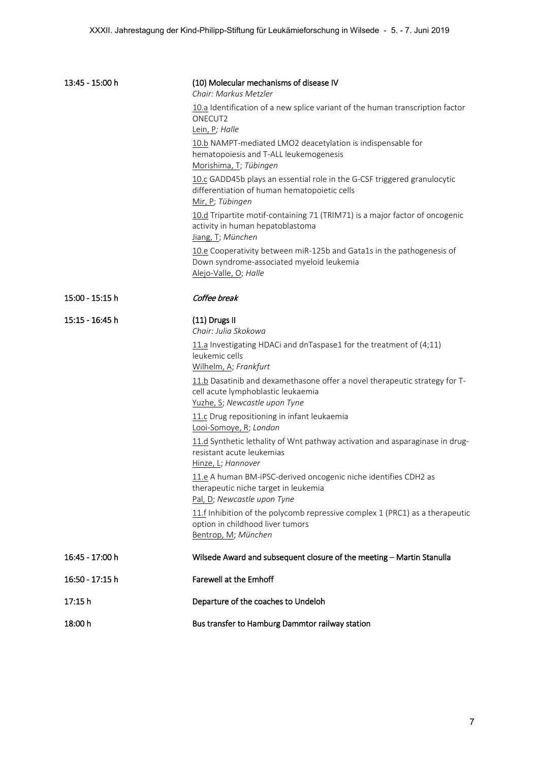| | |
|---|---|
| 13:45 - 15:00 h | **(10) Molecular mechanisms of disease IV**<br>*Chair: Markus Metzler* |
| | 10.a Identification of a new splice variant of the human transcription factor ONECUT2<br>Lein, P*; Halle* |
| | 10.b NAMPT-mediated LMO2 deacetylation is indispensable for hematopoiesis and T-ALL leukemogenesis<br>Morishima, T; *Tübingen* |
| | 10.c GADD45b plays an essential role in the G-CSF triggered granulocytic differentiation of human hematopoietic cells<br>Mir, P; *Tübingen* |
| | 10.d Tripartite motif-containing 71 (TRIM71) is a major factor of oncogenic activity in human hepatoblastoma<br>Jiang, T; *München* |
| | 10.e Cooperativity between miR-125b and Gata1s in the pathogenesis of Down syndrome-associated myeloid leukemia<br>Alejo-Valle, O; *Halle* |
| 15:00 - 15:15 h | ***Coffee break*** |
| 15:15 - 16:45 h | **(11) Drugs II**<br>*Chair: Julia Skokowa* |
| | 11.a Investigating HDACi and dnTaspase1 for the treatment of (4;11) leukemic cells<br>Wilhelm, A; *Frankfurt* |
| | 11.b Dasatinib and dexamethasone offer a novel therapeutic strategy for T-cell acute lymphoblastic leukaemia<br>Yuzhe, S; *Newcastle upon Tyne* |
| | 11.c Drug repositioning in infant leukaemia<br>Looi-Somoye, R; *London* |
| | 11.d Synthetic lethality of Wnt pathway activation and asparaginase in drug-resistant acute leukemias<br>Hinze, L; *Hannover* |
| | 11.e A human BM-iPSC-derived oncogenic niche identifies CDH2 as therapeutic niche target in leukemia<br>Pal, D; *Newcastle upon Tyne* |
| | 11.f Inhibition of the polycomb repressive complex 1 (PRC1) as a therapeutic option in childhood liver tumors<br>Bentrop, M; *München* |
| 16:45 - 17:00 h | **Wilsede Award and subsequent closure of the meeting – Martin Stanulla** |
| 16:50 - 17:15 h | **Farewell at the Emhoff** |
| 17:15 h | **Departure of the coaches to Undeloh** |
| 18:00 h | **Bus transfer to Hamburg Dammtor railway station** |